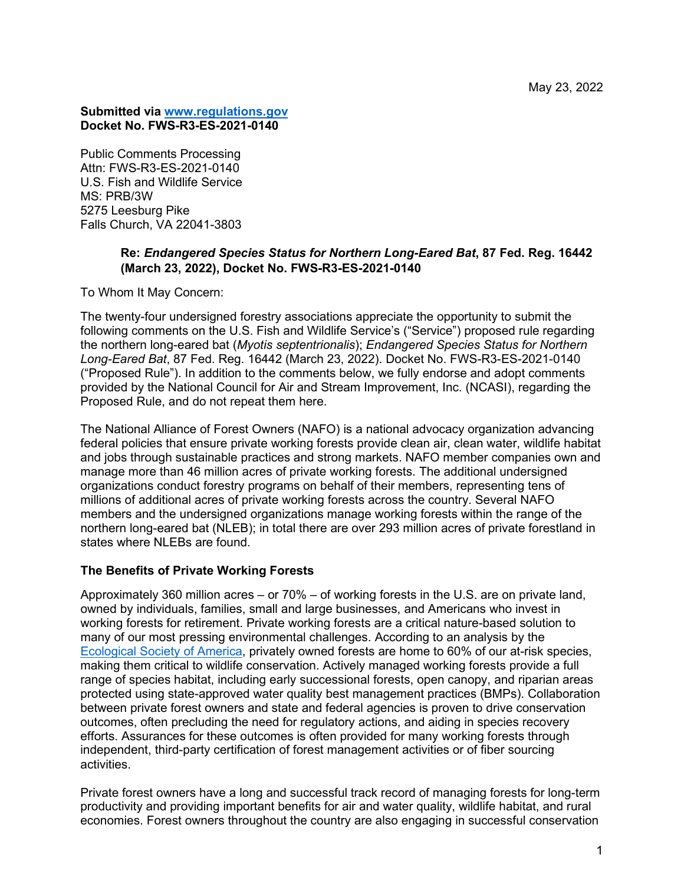May 23, 2022

**Submitted via [www.regulations.gov](www.regulations.gov)**
**Docket No. FWS-R3-ES-2021-0140**

Public Comments Processing
Attn: FWS-R3-ES-2021-0140
U.S. Fish and Wildlife Service
MS: PRB/3W
5275 Leesburg Pike
Falls Church, VA 22041-3803

> **Re:** ***Endangered Species Status for Northern Long-Eared Bat*****, 87 Fed. Reg. 16442 (March 23, 2022), Docket No. FWS-R3-ES-2021-0140**

To Whom It May Concern:

The twenty-four undersigned forestry associations appreciate the opportunity to submit the following comments on the U.S. Fish and Wildlife Service's ("Service") proposed rule regarding the northern long-eared bat (*Myotis septentrionalis*); *Endangered Species Status for Northern Long-Eared Bat*, 87 Fed. Reg. 16442 (March 23, 2022). Docket No. FWS-R3-ES-2021-0140 ("Proposed Rule"). In addition to the comments below, we fully endorse and adopt comments provided by the National Council for Air and Stream Improvement, Inc. (NCASI), regarding the Proposed Rule, and do not repeat them here.

The National Alliance of Forest Owners (NAFO) is a national advocacy organization advancing federal policies that ensure private working forests provide clean air, clean water, wildlife habitat and jobs through sustainable practices and strong markets. NAFO member companies own and manage more than 46 million acres of private working forests. The additional undersigned organizations conduct forestry programs on behalf of their members, representing tens of millions of additional acres of private working forests across the country. Several NAFO members and the undersigned organizations manage working forests within the range of the northern long-eared bat (NLEB); in total there are over 293 million acres of private forestland in states where NLEBs are found.

**The Benefits of Private Working Forests**

Approximately 360 million acres – or 70% – of working forests in the U.S. are on private land, owned by individuals, families, small and large businesses, and Americans who invest in working forests for retirement. Private working forests are a critical nature-based solution to many of our most pressing environmental challenges. According to an analysis by the Ecological Society of America, privately owned forests are home to 60% of our at-risk species, making them critical to wildlife conservation. Actively managed working forests provide a full range of species habitat, including early successional forests, open canopy, and riparian areas protected using state-approved water quality best management practices (BMPs). Collaboration between private forest owners and state and federal agencies is proven to drive conservation outcomes, often precluding the need for regulatory actions, and aiding in species recovery efforts. Assurances for these outcomes is often provided for many working forests through independent, third-party certification of forest management activities or of fiber sourcing activities.

Private forest owners have a long and successful track record of managing forests for long-term productivity and providing important benefits for air and water quality, wildlife habitat, and rural economies. Forest owners throughout the country are also engaging in successful conservation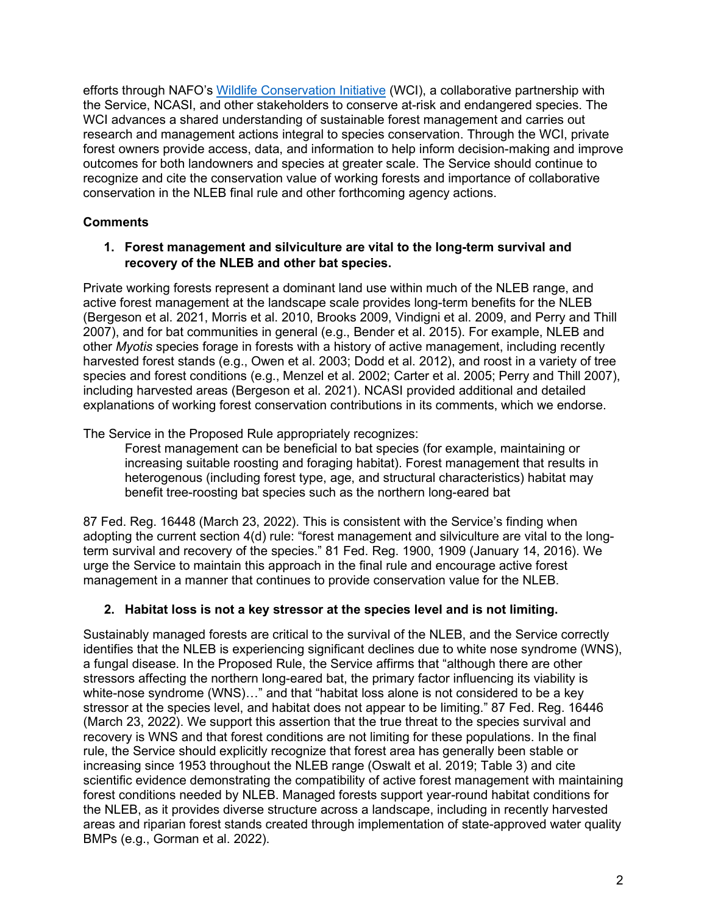efforts through NAFO's [Wildlife Conservation Initiative](#) (WCI), a collaborative partnership with the Service, NCASI, and other stakeholders to conserve at-risk and endangered species. The WCI advances a shared understanding of sustainable forest management and carries out research and management actions integral to species conservation. Through the WCI, private forest owners provide access, data, and information to help inform decision-making and improve outcomes for both landowners and species at greater scale. The Service should continue to recognize and cite the conservation value of working forests and importance of collaborative conservation in the NLEB final rule and other forthcoming agency actions.

## Comments

### 1. Forest management and silviculture are vital to the long-term survival and recovery of the NLEB and other bat species.

Private working forests represent a dominant land use within much of the NLEB range, and active forest management at the landscape scale provides long-term benefits for the NLEB (Bergeson et al. 2021, Morris et al. 2010, Brooks 2009, Vindigni et al. 2009, and Perry and Thill 2007), and for bat communities in general (e.g., Bender et al. 2015). For example, NLEB and other *Myotis* species forage in forests with a history of active management, including recently harvested forest stands (e.g., Owen et al. 2003; Dodd et al. 2012), and roost in a variety of tree species and forest conditions (e.g., Menzel et al. 2002; Carter et al. 2005; Perry and Thill 2007), including harvested areas (Bergeson et al. 2021). NCASI provided additional and detailed explanations of working forest conservation contributions in its comments, which we endorse.

The Service in the Proposed Rule appropriately recognizes:

> Forest management can be beneficial to bat species (for example, maintaining or increasing suitable roosting and foraging habitat). Forest management that results in heterogenous (including forest type, age, and structural characteristics) habitat may benefit tree-roosting bat species such as the northern long-eared bat

87 Fed. Reg. 16448 (March 23, 2022). This is consistent with the Service's finding when adopting the current section 4(d) rule: "forest management and silviculture are vital to the long-term survival and recovery of the species." 81 Fed. Reg. 1900, 1909 (January 14, 2016). We urge the Service to maintain this approach in the final rule and encourage active forest management in a manner that continues to provide conservation value for the NLEB.

### 2. Habitat loss is not a key stressor at the species level and is not limiting.

Sustainably managed forests are critical to the survival of the NLEB, and the Service correctly identifies that the NLEB is experiencing significant declines due to white nose syndrome (WNS), a fungal disease. In the Proposed Rule, the Service affirms that "although there are other stressors affecting the northern long-eared bat, the primary factor influencing its viability is white-nose syndrome (WNS)…" and that "habitat loss alone is not considered to be a key stressor at the species level, and habitat does not appear to be limiting." 87 Fed. Reg. 16446 (March 23, 2022). We support this assertion that the true threat to the species survival and recovery is WNS and that forest conditions are not limiting for these populations. In the final rule, the Service should explicitly recognize that forest area has generally been stable or increasing since 1953 throughout the NLEB range (Oswalt et al. 2019; Table 3) and cite scientific evidence demonstrating the compatibility of active forest management with maintaining forest conditions needed by NLEB. Managed forests support year-round habitat conditions for the NLEB, as it provides diverse structure across a landscape, including in recently harvested areas and riparian forest stands created through implementation of state-approved water quality BMPs (e.g., Gorman et al. 2022).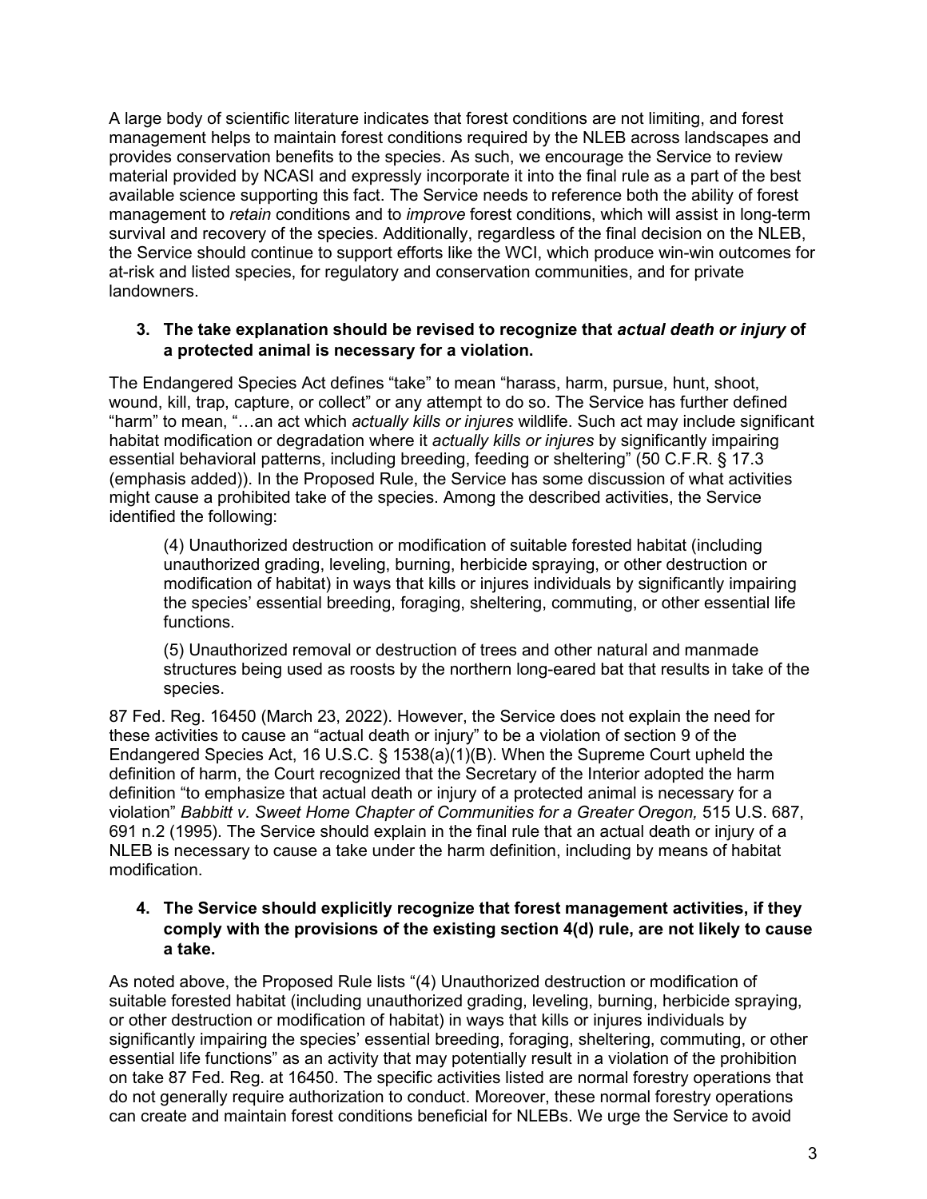A large body of scientific literature indicates that forest conditions are not limiting, and forest management helps to maintain forest conditions required by the NLEB across landscapes and provides conservation benefits to the species. As such, we encourage the Service to review material provided by NCASI and expressly incorporate it into the final rule as a part of the best available science supporting this fact. The Service needs to reference both the ability of forest management to *retain* conditions and to *improve* forest conditions, which will assist in long-term survival and recovery of the species. Additionally, regardless of the final decision on the NLEB, the Service should continue to support efforts like the WCI, which produce win-win outcomes for at-risk and listed species, for regulatory and conservation communities, and for private landowners.

3. **The take explanation should be revised to recognize that *actual death or injury* of a protected animal is necessary for a violation.**

The Endangered Species Act defines "take" to mean "harass, harm, pursue, hunt, shoot, wound, kill, trap, capture, or collect" or any attempt to do so. The Service has further defined "harm" to mean, "…an act which *actually kills or injures* wildlife. Such act may include significant habitat modification or degradation where it *actually kills or injures* by significantly impairing essential behavioral patterns, including breeding, feeding or sheltering" (50 C.F.R. § 17.3 (emphasis added)). In the Proposed Rule, the Service has some discussion of what activities might cause a prohibited take of the species. Among the described activities, the Service identified the following:

> (4) Unauthorized destruction or modification of suitable forested habitat (including unauthorized grading, leveling, burning, herbicide spraying, or other destruction or modification of habitat) in ways that kills or injures individuals by significantly impairing the species' essential breeding, foraging, sheltering, commuting, or other essential life functions.
>
> (5) Unauthorized removal or destruction of trees and other natural and manmade structures being used as roosts by the northern long-eared bat that results in take of the species.

87 Fed. Reg. 16450 (March 23, 2022). However, the Service does not explain the need for these activities to cause an "actual death or injury" to be a violation of section 9 of the Endangered Species Act, 16 U.S.C. § 1538(a)(1)(B). When the Supreme Court upheld the definition of harm, the Court recognized that the Secretary of the Interior adopted the harm definition "to emphasize that actual death or injury of a protected animal is necessary for a violation" *Babbitt v. Sweet Home Chapter of Communities for a Greater Oregon,* 515 U.S. 687, 691 n.2 (1995). The Service should explain in the final rule that an actual death or injury of a NLEB is necessary to cause a take under the harm definition, including by means of habitat modification.

4. **The Service should explicitly recognize that forest management activities, if they comply with the provisions of the existing section 4(d) rule, are not likely to cause a take.**

As noted above, the Proposed Rule lists "(4) Unauthorized destruction or modification of suitable forested habitat (including unauthorized grading, leveling, burning, herbicide spraying, or other destruction or modification of habitat) in ways that kills or injures individuals by significantly impairing the species' essential breeding, foraging, sheltering, commuting, or other essential life functions" as an activity that may potentially result in a violation of the prohibition on take 87 Fed. Reg. at 16450. The specific activities listed are normal forestry operations that do not generally require authorization to conduct. Moreover, these normal forestry operations can create and maintain forest conditions beneficial for NLEBs. We urge the Service to avoid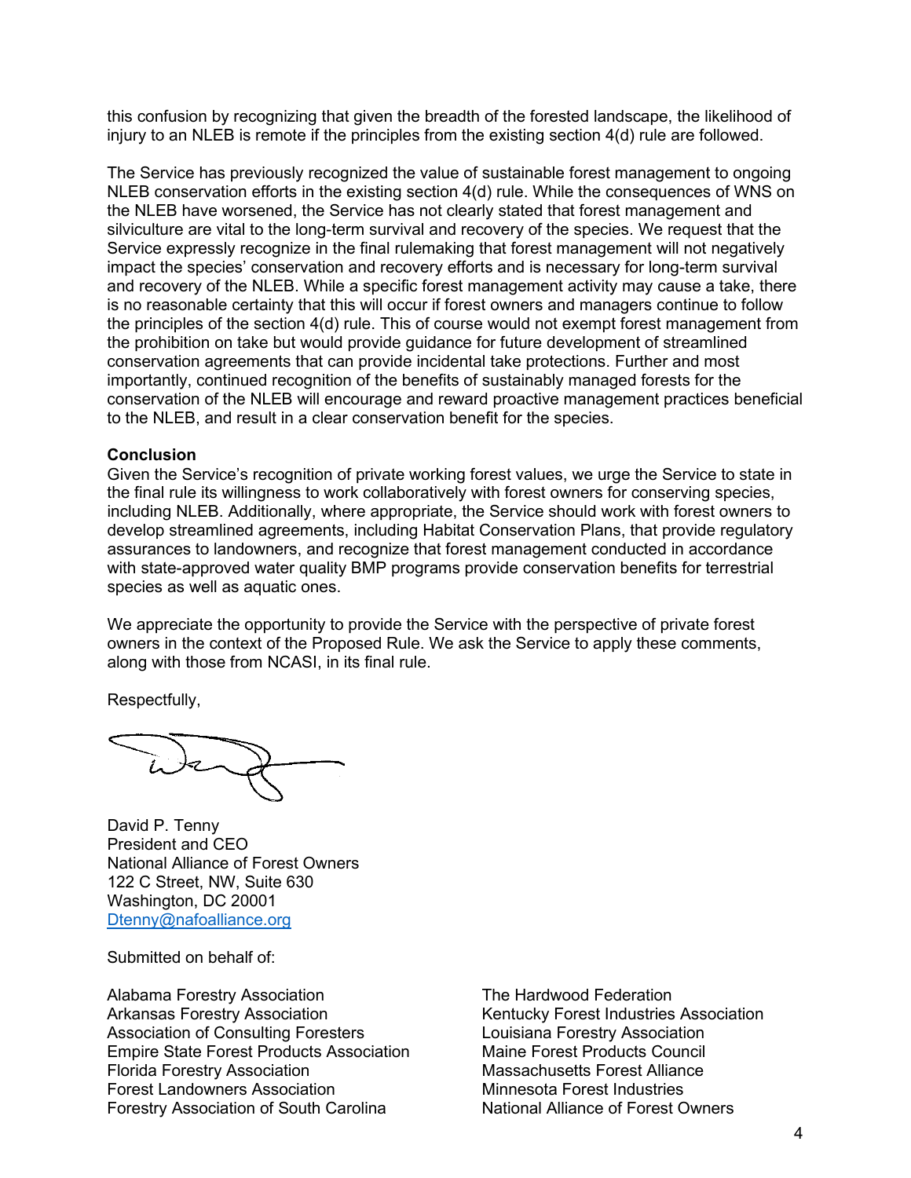this confusion by recognizing that given the breadth of the forested landscape, the likelihood of injury to an NLEB is remote if the principles from the existing section 4(d) rule are followed.

The Service has previously recognized the value of sustainable forest management to ongoing NLEB conservation efforts in the existing section 4(d) rule. While the consequences of WNS on the NLEB have worsened, the Service has not clearly stated that forest management and silviculture are vital to the long-term survival and recovery of the species. We request that the Service expressly recognize in the final rulemaking that forest management will not negatively impact the species' conservation and recovery efforts and is necessary for long-term survival and recovery of the NLEB. While a specific forest management activity may cause a take, there is no reasonable certainty that this will occur if forest owners and managers continue to follow the principles of the section 4(d) rule. This of course would not exempt forest management from the prohibition on take but would provide guidance for future development of streamlined conservation agreements that can provide incidental take protections. Further and most importantly, continued recognition of the benefits of sustainably managed forests for the conservation of the NLEB will encourage and reward proactive management practices beneficial to the NLEB, and result in a clear conservation benefit for the species.

**Conclusion**

Given the Service's recognition of private working forest values, we urge the Service to state in the final rule its willingness to work collaboratively with forest owners for conserving species, including NLEB. Additionally, where appropriate, the Service should work with forest owners to develop streamlined agreements, including Habitat Conservation Plans, that provide regulatory assurances to landowners, and recognize that forest management conducted in accordance with state-approved water quality BMP programs provide conservation benefits for terrestrial species as well as aquatic ones.

We appreciate the opportunity to provide the Service with the perspective of private forest owners in the context of the Proposed Rule. We ask the Service to apply these comments, along with those from NCASI, in its final rule.

Respectfully,

David P. Tenny
President and CEO
National Alliance of Forest Owners
122 C Street, NW, Suite 630
Washington, DC 20001
Dtenny@nafoalliance.org

Submitted on behalf of:

Alabama Forestry Association
Arkansas Forestry Association
Association of Consulting Foresters
Empire State Forest Products Association
Florida Forestry Association
Forest Landowners Association
Forestry Association of South Carolina
The Hardwood Federation
Kentucky Forest Industries Association
Louisiana Forestry Association
Maine Forest Products Council
Massachusetts Forest Alliance
Minnesota Forest Industries
National Alliance of Forest Owners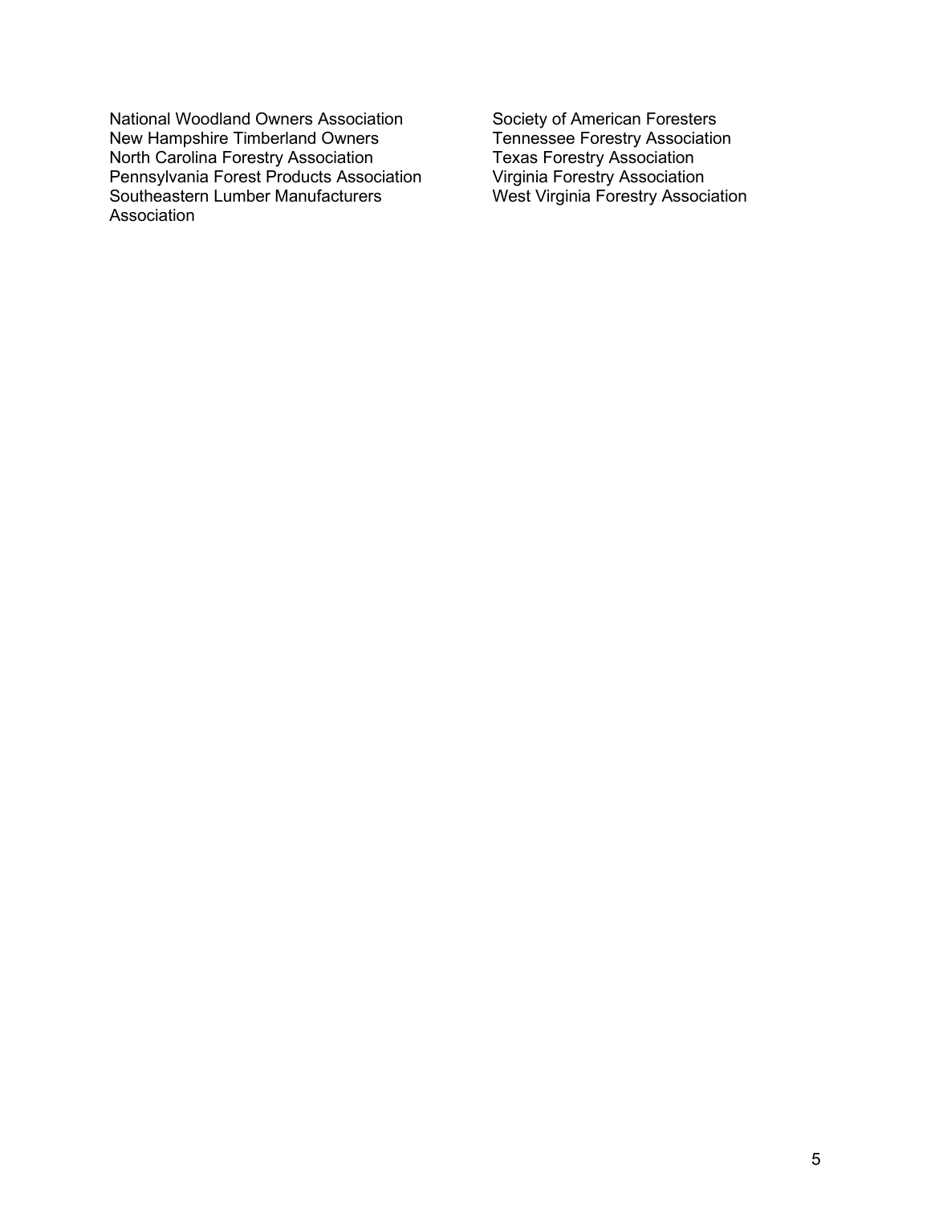National Woodland Owners Association
New Hampshire Timberland Owners
North Carolina Forestry Association
Pennsylvania Forest Products Association
Southeastern Lumber Manufacturers Association
Society of American Foresters
Tennessee Forestry Association
Texas Forestry Association
Virginia Forestry Association
West Virginia Forestry Association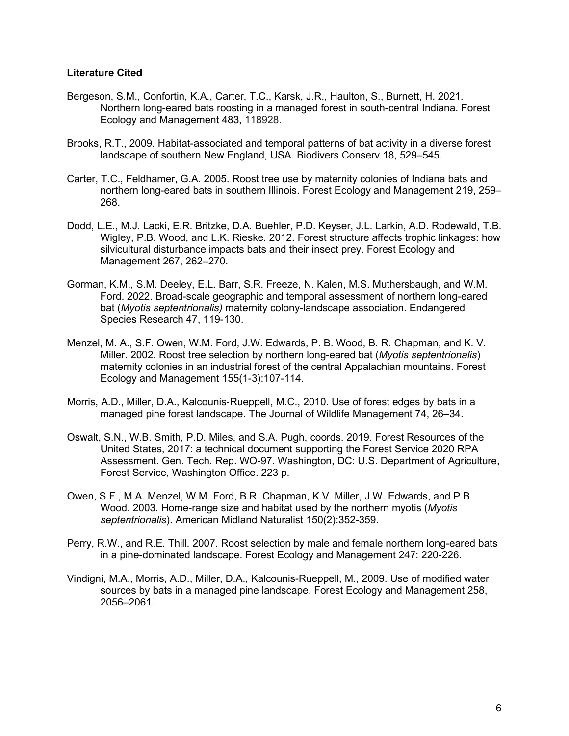**Literature Cited**

Bergeson, S.M., Confortin, K.A., Carter, T.C., Karsk, J.R., Haulton, S., Burnett, H. 2021. Northern long-eared bats roosting in a managed forest in south-central Indiana. Forest Ecology and Management 483, 118928.

Brooks, R.T., 2009. Habitat-associated and temporal patterns of bat activity in a diverse forest landscape of southern New England, USA. Biodivers Conserv 18, 529–545.

Carter, T.C., Feldhamer, G.A. 2005. Roost tree use by maternity colonies of Indiana bats and northern long-eared bats in southern Illinois. Forest Ecology and Management 219, 259–268.

Dodd, L.E., M.J. Lacki, E.R. Britzke, D.A. Buehler, P.D. Keyser, J.L. Larkin, A.D. Rodewald, T.B. Wigley, P.B. Wood, and L.K. Rieske. 2012. Forest structure affects trophic linkages: how silvicultural disturbance impacts bats and their insect prey. Forest Ecology and Management 267, 262–270.

Gorman, K.M., S.M. Deeley, E.L. Barr, S.R. Freeze, N. Kalen, M.S. Muthersbaugh, and W.M. Ford. 2022. Broad-scale geographic and temporal assessment of northern long-eared bat (*Myotis septentrionalis)* maternity colony-landscape association. Endangered Species Research 47, 119-130.

Menzel, M. A., S.F. Owen, W.M. Ford, J.W. Edwards, P. B. Wood, B. R. Chapman, and K. V. Miller. 2002. Roost tree selection by northern long-eared bat (*Myotis septentrionalis*) maternity colonies in an industrial forest of the central Appalachian mountains. Forest Ecology and Management 155(1-3):107-114.

Morris, A.D., Miller, D.A., Kalcounis-Rueppell, M.C., 2010. Use of forest edges by bats in a managed pine forest landscape. The Journal of Wildlife Management 74, 26–34.

Oswalt, S.N., W.B. Smith, P.D. Miles, and S.A. Pugh, coords. 2019. Forest Resources of the United States, 2017: a technical document supporting the Forest Service 2020 RPA Assessment. Gen. Tech. Rep. WO-97. Washington, DC: U.S. Department of Agriculture, Forest Service, Washington Office. 223 p.

Owen, S.F., M.A. Menzel, W.M. Ford, B.R. Chapman, K.V. Miller, J.W. Edwards, and P.B. Wood. 2003. Home-range size and habitat used by the northern myotis (*Myotis septentrionalis*). American Midland Naturalist 150(2):352-359.

Perry, R.W., and R.E. Thill. 2007. Roost selection by male and female northern long-eared bats in a pine-dominated landscape. Forest Ecology and Management 247: 220-226.

Vindigni, M.A., Morris, A.D., Miller, D.A., Kalcounis-Rueppell, M., 2009. Use of modified water sources by bats in a managed pine landscape. Forest Ecology and Management 258, 2056–2061.